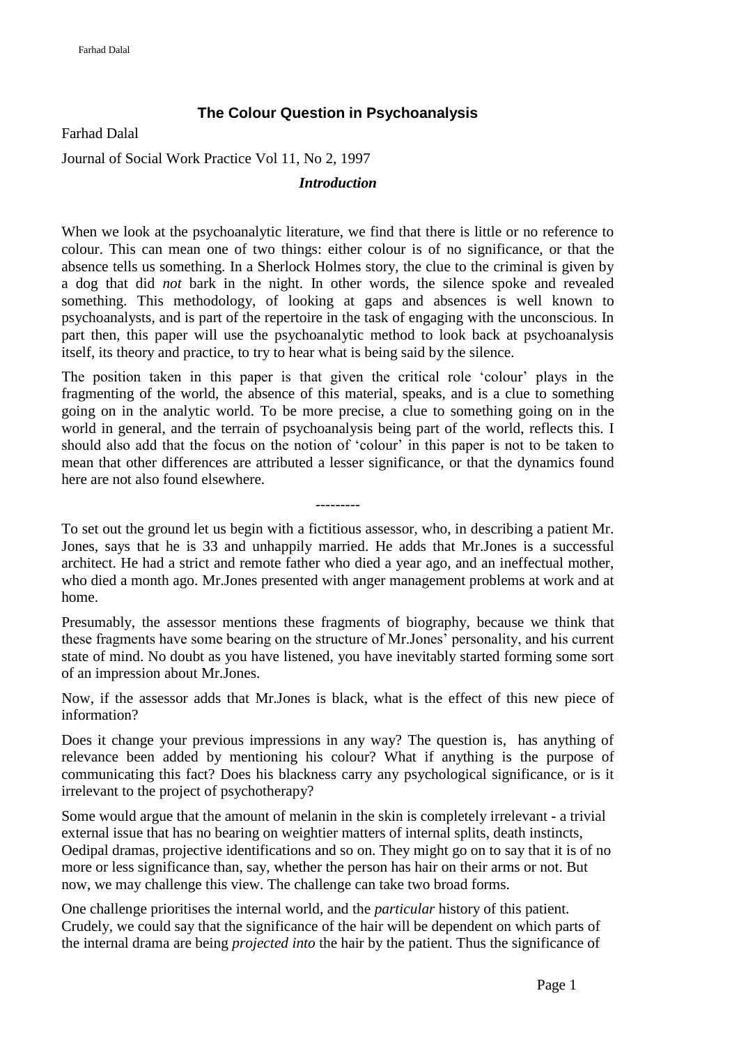# The Colour Question in Psychoanalysis

Farhad Dalal

Journal of Social Work Practice Vol 11, No 2, 1997

### *Introduction*

When we look at the psychoanalytic literature, we find that there is little or no reference to colour. This can mean one of two things: either colour is of no significance, or that the absence tells us something. In a Sherlock Holmes story, the clue to the criminal is given by a dog that did *not* bark in the night. In other words, the silence spoke and revealed something. This methodology, of looking at gaps and absences is well known to psychoanalysts, and is part of the repertoire in the task of engaging with the unconscious. In part then, this paper will use the psychoanalytic method to look back at psychoanalysis itself, its theory and practice, to try to hear what is being said by the silence.

The position taken in this paper is that given the critical role 'colour' plays in the fragmenting of the world, the absence of this material, speaks, and is a clue to something going on in the analytic world. To be more precise, a clue to something going on in the world in general, and the terrain of psychoanalysis being part of the world, reflects this. I should also add that the focus on the notion of 'colour' in this paper is not to be taken to mean that other differences are attributed a lesser significance, or that the dynamics found here are not also found elsewhere.

---------

To set out the ground let us begin with a fictitious assessor, who, in describing a patient Mr. Jones, says that he is 33 and unhappily married. He adds that Mr.Jones is a successful architect. He had a strict and remote father who died a year ago, and an ineffectual mother, who died a month ago. Mr.Jones presented with anger management problems at work and at home.

Presumably, the assessor mentions these fragments of biography, because we think that these fragments have some bearing on the structure of Mr.Jones' personality, and his current state of mind. No doubt as you have listened, you have inevitably started forming some sort of an impression about Mr.Jones.

Now, if the assessor adds that Mr.Jones is black, what is the effect of this new piece of information?

Does it change your previous impressions in any way? The question is, has anything of relevance been added by mentioning his colour? What if anything is the purpose of communicating this fact? Does his blackness carry any psychological significance, or is it irrelevant to the project of psychotherapy?

Some would argue that the amount of melanin in the skin is completely irrelevant - a trivial external issue that has no bearing on weightier matters of internal splits, death instincts, Oedipal dramas, projective identifications and so on. They might go on to say that it is of no more or less significance than, say, whether the person has hair on their arms or not. But now, we may challenge this view. The challenge can take two broad forms.

One challenge prioritises the internal world, and the *particular* history of this patient. Crudely, we could say that the significance of the hair will be dependent on which parts of the internal drama are being *projected into* the hair by the patient. Thus the significance of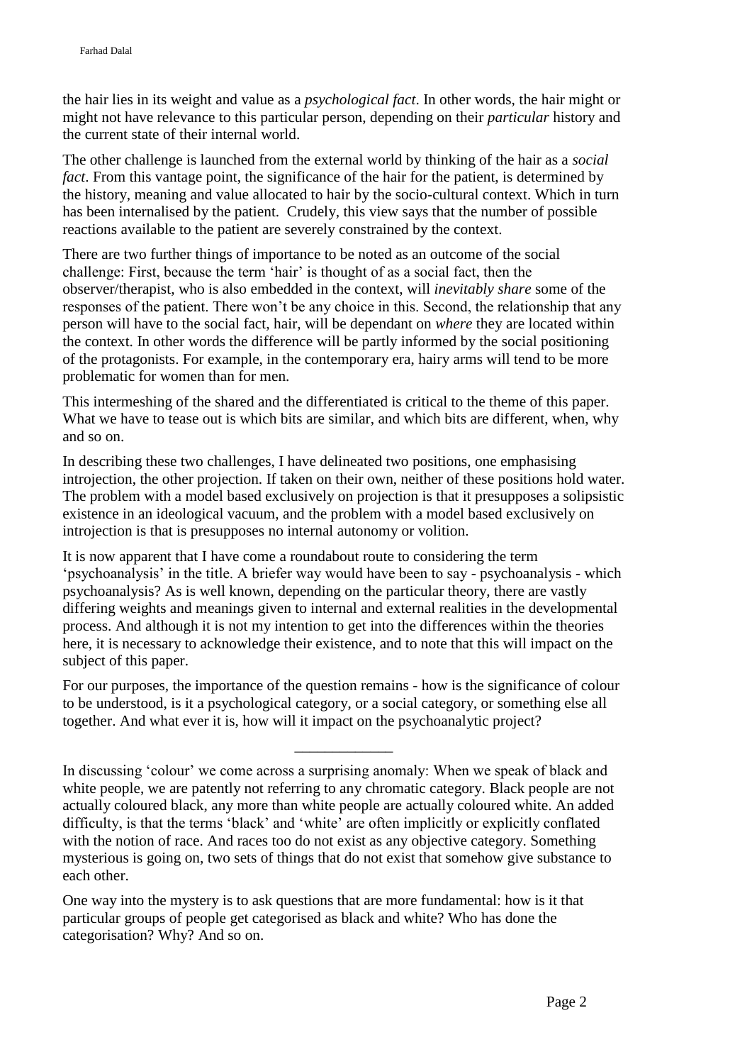the hair lies in its weight and value as a *psychological fact*. In other words, the hair might or might not have relevance to this particular person, depending on their *particular* history and the current state of their internal world.

The other challenge is launched from the external world by thinking of the hair as a *social fact*. From this vantage point, the significance of the hair for the patient, is determined by the history, meaning and value allocated to hair by the socio-cultural context. Which in turn has been internalised by the patient. Crudely, this view says that the number of possible reactions available to the patient are severely constrained by the context.

There are two further things of importance to be noted as an outcome of the social challenge: First, because the term 'hair' is thought of as a social fact, then the observer/therapist, who is also embedded in the context, will *inevitably share* some of the responses of the patient. There won't be any choice in this. Second, the relationship that any person will have to the social fact, hair, will be dependant on *where* they are located within the context. In other words the difference will be partly informed by the social positioning of the protagonists. For example, in the contemporary era, hairy arms will tend to be more problematic for women than for men.

This intermeshing of the shared and the differentiated is critical to the theme of this paper. What we have to tease out is which bits are similar, and which bits are different, when, why and so on.

In describing these two challenges, I have delineated two positions, one emphasising introjection, the other projection. If taken on their own, neither of these positions hold water. The problem with a model based exclusively on projection is that it presupposes a solipsistic existence in an ideological vacuum, and the problem with a model based exclusively on introjection is that is presupposes no internal autonomy or volition.

It is now apparent that I have come a roundabout route to considering the term 'psychoanalysis' in the title. A briefer way would have been to say - psychoanalysis - which psychoanalysis? As is well known, depending on the particular theory, there are vastly differing weights and meanings given to internal and external realities in the developmental process. And although it is not my intention to get into the differences within the theories here, it is necessary to acknowledge their existence, and to note that this will impact on the subject of this paper.

For our purposes, the importance of the question remains - how is the significance of colour to be understood, is it a psychological category, or a social category, or something else all together. And what ever it is, how will it impact on the psychoanalytic project?

---

In discussing 'colour' we come across a surprising anomaly: When we speak of black and white people, we are patently not referring to any chromatic category. Black people are not actually coloured black, any more than white people are actually coloured white. An added difficulty, is that the terms 'black' and 'white' are often implicitly or explicitly conflated with the notion of race. And races too do not exist as any objective category. Something mysterious is going on, two sets of things that do not exist that somehow give substance to each other.

One way into the mystery is to ask questions that are more fundamental: how is it that particular groups of people get categorised as black and white? Who has done the categorisation? Why? And so on.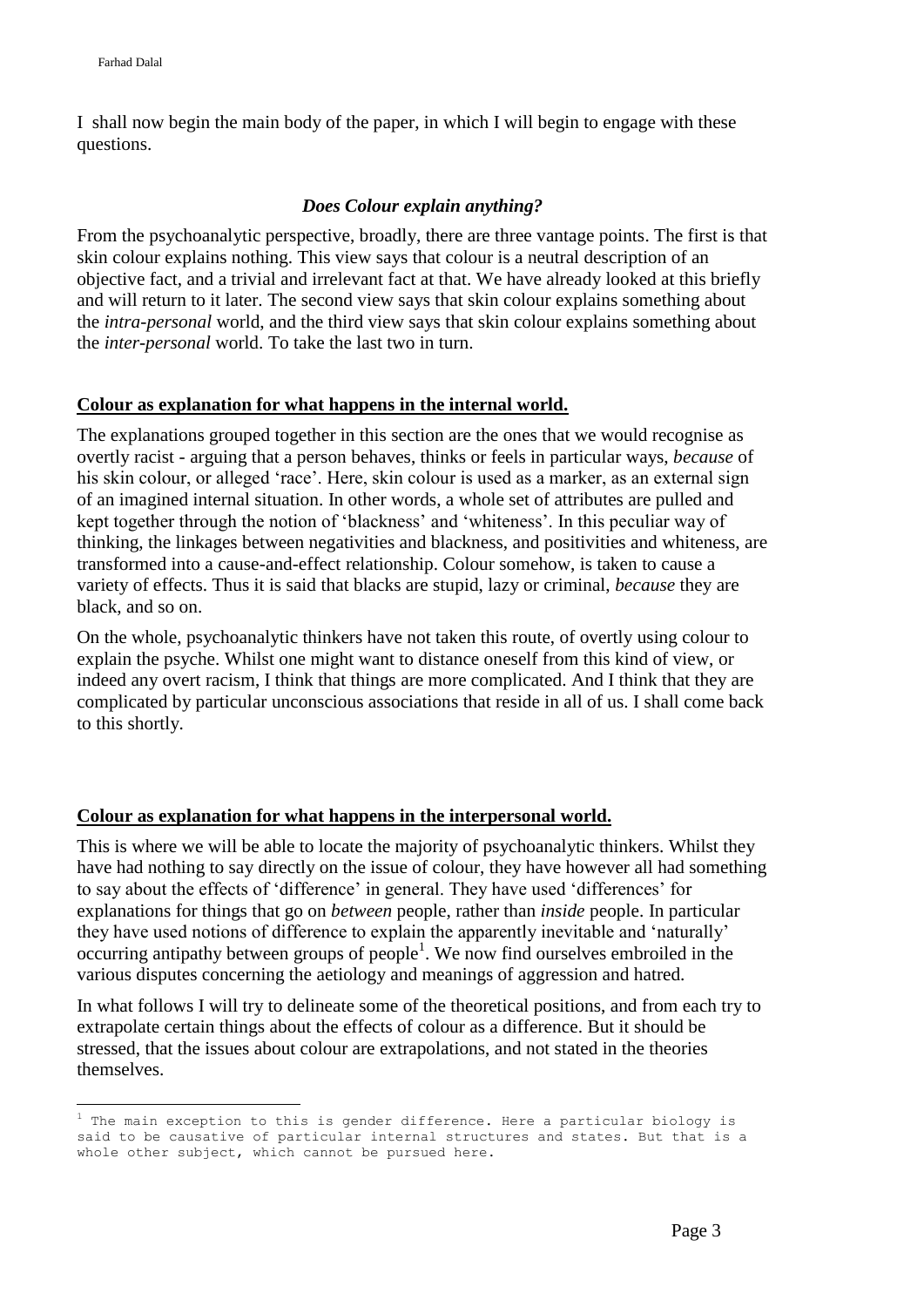I shall now begin the main body of the paper, in which I will begin to engage with these questions.

### *Does Colour explain anything?*

From the psychoanalytic perspective, broadly, there are three vantage points. The first is that skin colour explains nothing. This view says that colour is a neutral description of an objective fact, and a trivial and irrelevant fact at that. We have already looked at this briefly and will return to it later. The second view says that skin colour explains something about the *intra-personal* world, and the third view says that skin colour explains something about the *inter-personal* world. To take the last two in turn.

#### Colour as explanation for what happens in the internal world.

The explanations grouped together in this section are the ones that we would recognise as overtly racist - arguing that a person behaves, thinks or feels in particular ways, *because* of his skin colour, or alleged 'race'. Here, skin colour is used as a marker, as an external sign of an imagined internal situation. In other words, a whole set of attributes are pulled and kept together through the notion of 'blackness' and 'whiteness'. In this peculiar way of thinking, the linkages between negativities and blackness, and positivities and whiteness, are transformed into a cause-and-effect relationship. Colour somehow, is taken to cause a variety of effects. Thus it is said that blacks are stupid, lazy or criminal, *because* they are black, and so on.

On the whole, psychoanalytic thinkers have not taken this route, of overtly using colour to explain the psyche. Whilst one might want to distance oneself from this kind of view, or indeed any overt racism, I think that things are more complicated. And I think that they are complicated by particular unconscious associations that reside in all of us. I shall come back to this shortly.

#### Colour as explanation for what happens in the interpersonal world.

This is where we will be able to locate the majority of psychoanalytic thinkers. Whilst they have had nothing to say directly on the issue of colour, they have however all had something to say about the effects of 'difference' in general. They have used 'differences' for explanations for things that go on *between* people, rather than *inside* people. In particular they have used notions of difference to explain the apparently inevitable and 'naturally' occurring antipathy between groups of people[1]. We now find ourselves embroiled in the various disputes concerning the aetiology and meanings of aggression and hatred.

In what follows I will try to delineate some of the theoretical positions, and from each try to extrapolate certain things about the effects of colour as a difference. But it should be stressed, that the issues about colour are extrapolations, and not stated in the theories themselves.

---

[1] The main exception to this is gender difference. Here a particular biology is said to be causative of particular internal structures and states. But that is a whole other subject, which cannot be pursued here.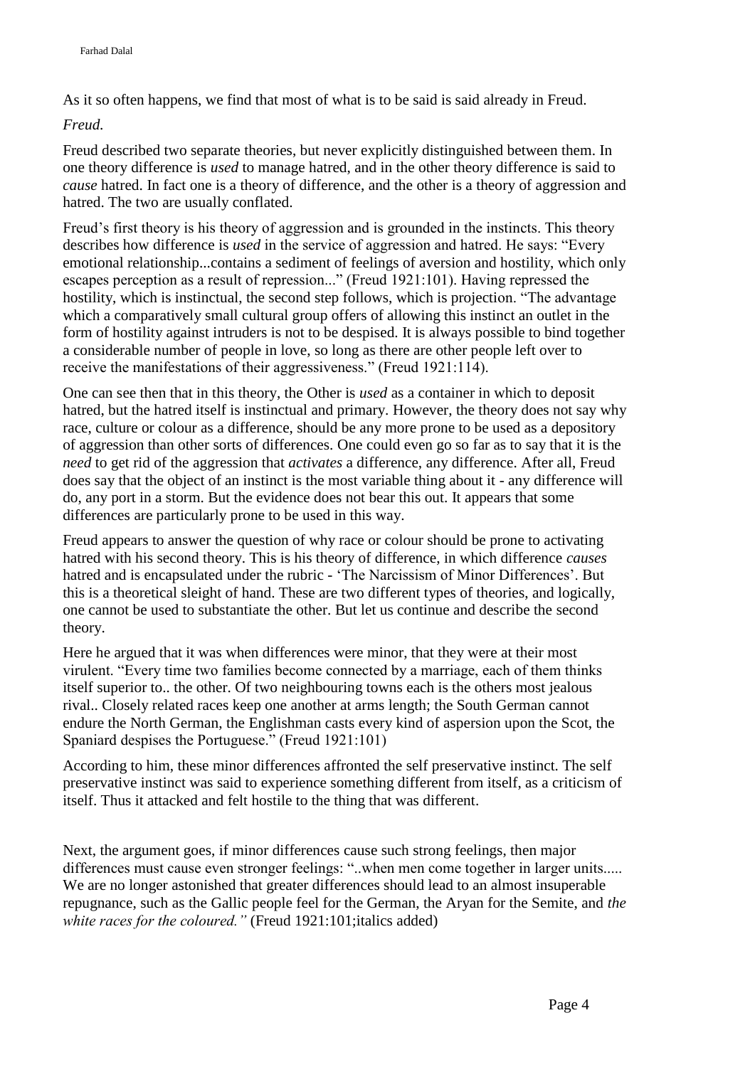As it so often happens, we find that most of what is to be said is said already in Freud.

*Freud.*

Freud described two separate theories, but never explicitly distinguished between them. In one theory difference is *used* to manage hatred, and in the other theory difference is said to *cause* hatred. In fact one is a theory of difference, and the other is a theory of aggression and hatred. The two are usually conflated.

Freud's first theory is his theory of aggression and is grounded in the instincts. This theory describes how difference is *used* in the service of aggression and hatred. He says: "Every emotional relationship...contains a sediment of feelings of aversion and hostility, which only escapes perception as a result of repression..." (Freud 1921:101). Having repressed the hostility, which is instinctual, the second step follows, which is projection. "The advantage which a comparatively small cultural group offers of allowing this instinct an outlet in the form of hostility against intruders is not to be despised. It is always possible to bind together a considerable number of people in love, so long as there are other people left over to receive the manifestations of their aggressiveness." (Freud 1921:114).

One can see then that in this theory, the Other is *used* as a container in which to deposit hatred, but the hatred itself is instinctual and primary. However, the theory does not say why race, culture or colour as a difference, should be any more prone to be used as a depository of aggression than other sorts of differences. One could even go so far as to say that it is the *need* to get rid of the aggression that *activates* a difference, any difference. After all, Freud does say that the object of an instinct is the most variable thing about it - any difference will do, any port in a storm. But the evidence does not bear this out. It appears that some differences are particularly prone to be used in this way.

Freud appears to answer the question of why race or colour should be prone to activating hatred with his second theory. This is his theory of difference, in which difference *causes* hatred and is encapsulated under the rubric - 'The Narcissism of Minor Differences'. But this is a theoretical sleight of hand. These are two different types of theories, and logically, one cannot be used to substantiate the other. But let us continue and describe the second theory.

Here he argued that it was when differences were minor, that they were at their most virulent. "Every time two families become connected by a marriage, each of them thinks itself superior to.. the other. Of two neighbouring towns each is the others most jealous rival.. Closely related races keep one another at arms length; the South German cannot endure the North German, the Englishman casts every kind of aspersion upon the Scot, the Spaniard despises the Portuguese." (Freud 1921:101)

According to him, these minor differences affronted the self preservative instinct. The self preservative instinct was said to experience something different from itself, as a criticism of itself. Thus it attacked and felt hostile to the thing that was different.

Next, the argument goes, if minor differences cause such strong feelings, then major differences must cause even stronger feelings: "..when men come together in larger units..... We are no longer astonished that greater differences should lead to an almost insuperable repugnance, such as the Gallic people feel for the German, the Aryan for the Semite, and *the white races for the coloured."* (Freud 1921:101;italics added)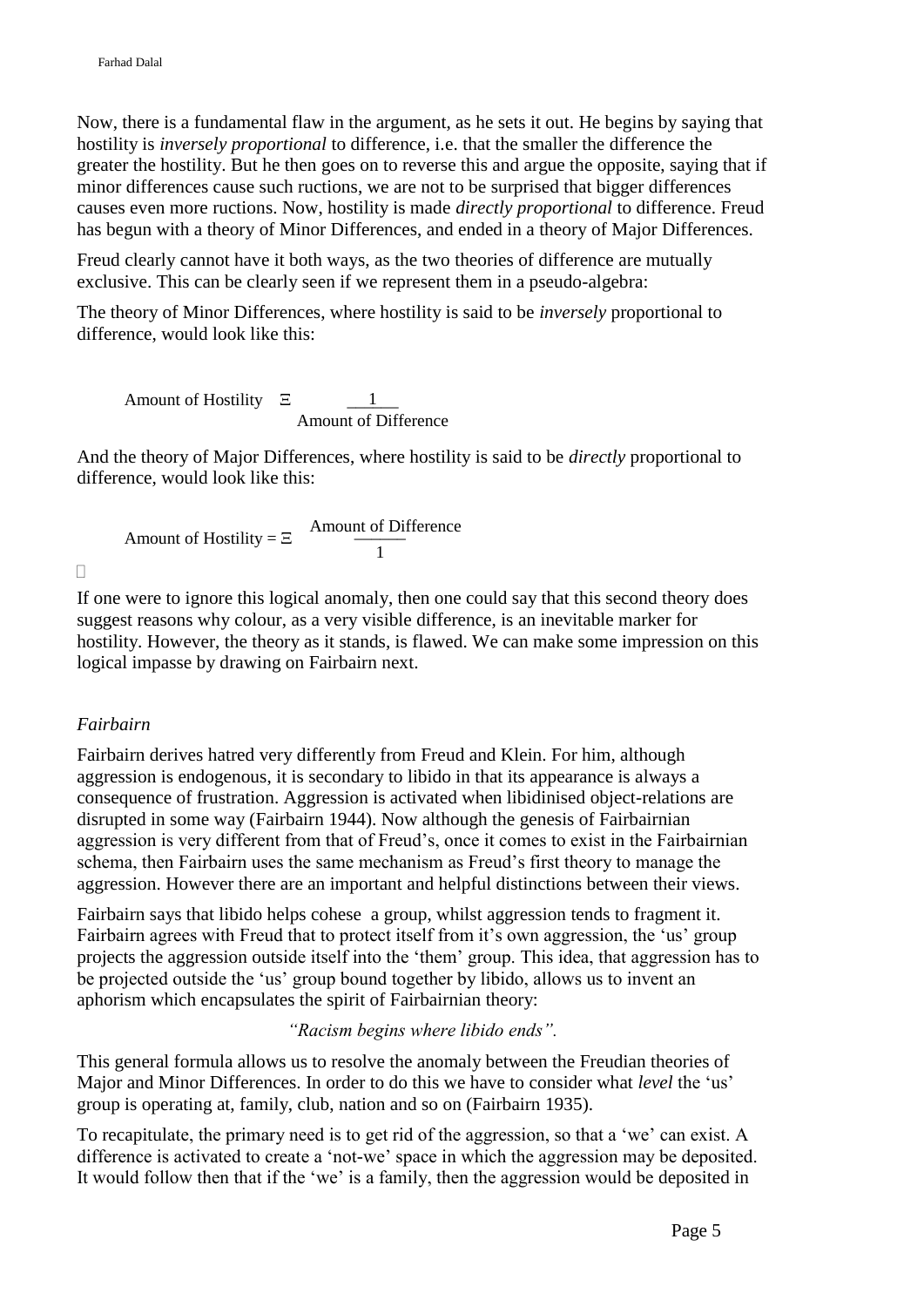Now, there is a fundamental flaw in the argument, as he sets it out. He begins by saying that hostility is *inversely proportional* to difference, i.e. that the smaller the difference the greater the hostility. But he then goes on to reverse this and argue the opposite, saying that if minor differences cause such ructions, we are not to be surprised that bigger differences causes even more ructions. Now, hostility is made *directly proportional* to difference. Freud has begun with a theory of Minor Differences, and ended in a theory of Major Differences.

Freud clearly cannot have it both ways, as the two theories of difference are mutually exclusive. This can be clearly seen if we represent them in a pseudo-algebra:

The theory of Minor Differences, where hostility is said to be *inversely* proportional to difference, would look like this:

$$\text{Amount of Hostility} \;\; \Xi \;\; \frac{1}{\text{Amount of Difference}}$$

And the theory of Major Differences, where hostility is said to be *directly* proportional to difference, would look like this:

$$\text{Amount of Hostility} = \Xi \;\; \frac{\text{Amount of Difference}}{1}$$

If one were to ignore this logical anomaly, then one could say that this second theory does suggest reasons why colour, as a very visible difference, is an inevitable marker for hostility. However, the theory as it stands, is flawed. We can make some impression on this logical impasse by drawing on Fairbairn next.

### *Fairbairn*

Fairbairn derives hatred very differently from Freud and Klein. For him, although aggression is endogenous, it is secondary to libido in that its appearance is always a consequence of frustration. Aggression is activated when libidinised object-relations are disrupted in some way (Fairbairn 1944). Now although the genesis of Fairbairnian aggression is very different from that of Freud's, once it comes to exist in the Fairbairnian schema, then Fairbairn uses the same mechanism as Freud's first theory to manage the aggression. However there are an important and helpful distinctions between their views.

Fairbairn says that libido helps cohese a group, whilst aggression tends to fragment it. Fairbairn agrees with Freud that to protect itself from it's own aggression, the 'us' group projects the aggression outside itself into the 'them' group. This idea, that aggression has to be projected outside the 'us' group bound together by libido, allows us to invent an aphorism which encapsulates the spirit of Fairbairnian theory:

*"Racism begins where libido ends".*

This general formula allows us to resolve the anomaly between the Freudian theories of Major and Minor Differences. In order to do this we have to consider what *level* the 'us' group is operating at, family, club, nation and so on (Fairbairn 1935).

To recapitulate, the primary need is to get rid of the aggression, so that a 'we' can exist. A difference is activated to create a 'not-we' space in which the aggression may be deposited. It would follow then that if the 'we' is a family, then the aggression would be deposited in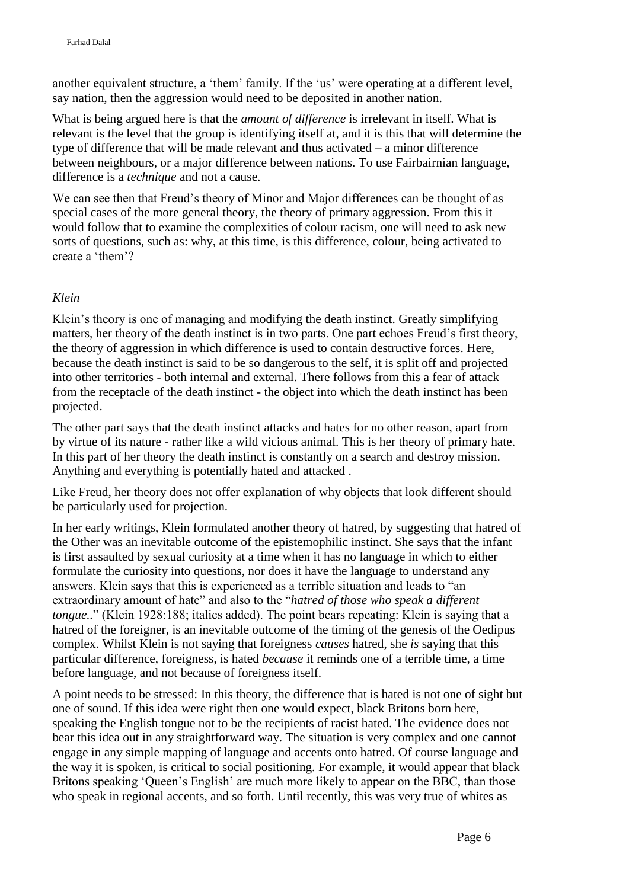another equivalent structure, a 'them' family. If the 'us' were operating at a different level, say nation, then the aggression would need to be deposited in another nation.

What is being argued here is that the *amount of difference* is irrelevant in itself. What is relevant is the level that the group is identifying itself at, and it is this that will determine the type of difference that will be made relevant and thus activated – a minor difference between neighbours, or a major difference between nations. To use Fairbairnian language, difference is a *technique* and not a cause.

We can see then that Freud's theory of Minor and Major differences can be thought of as special cases of the more general theory, the theory of primary aggression. From this it would follow that to examine the complexities of colour racism, one will need to ask new sorts of questions, such as: why, at this time, is this difference, colour, being activated to create a 'them'?

### *Klein*

Klein's theory is one of managing and modifying the death instinct. Greatly simplifying matters, her theory of the death instinct is in two parts. One part echoes Freud's first theory, the theory of aggression in which difference is used to contain destructive forces. Here, because the death instinct is said to be so dangerous to the self, it is split off and projected into other territories - both internal and external. There follows from this a fear of attack from the receptacle of the death instinct - the object into which the death instinct has been projected.

The other part says that the death instinct attacks and hates for no other reason, apart from by virtue of its nature - rather like a wild vicious animal. This is her theory of primary hate. In this part of her theory the death instinct is constantly on a search and destroy mission. Anything and everything is potentially hated and attacked .

Like Freud, her theory does not offer explanation of why objects that look different should be particularly used for projection.

In her early writings, Klein formulated another theory of hatred, by suggesting that hatred of the Other was an inevitable outcome of the epistemophilic instinct. She says that the infant is first assaulted by sexual curiosity at a time when it has no language in which to either formulate the curiosity into questions, nor does it have the language to understand any answers. Klein says that this is experienced as a terrible situation and leads to "an extraordinary amount of hate" and also to the "*hatred of those who speak a different tongue.*." (Klein 1928:188; italics added). The point bears repeating: Klein is saying that a hatred of the foreigner, is an inevitable outcome of the timing of the genesis of the Oedipus complex. Whilst Klein is not saying that foreigness *causes* hatred, she *is* saying that this particular difference, foreigness, is hated *because* it reminds one of a terrible time, a time before language, and not because of foreigness itself.

A point needs to be stressed: In this theory, the difference that is hated is not one of sight but one of sound. If this idea were right then one would expect, black Britons born here, speaking the English tongue not to be the recipients of racist hated. The evidence does not bear this idea out in any straightforward way. The situation is very complex and one cannot engage in any simple mapping of language and accents onto hatred. Of course language and the way it is spoken, is critical to social positioning. For example, it would appear that black Britons speaking 'Queen's English' are much more likely to appear on the BBC, than those who speak in regional accents, and so forth. Until recently, this was very true of whites as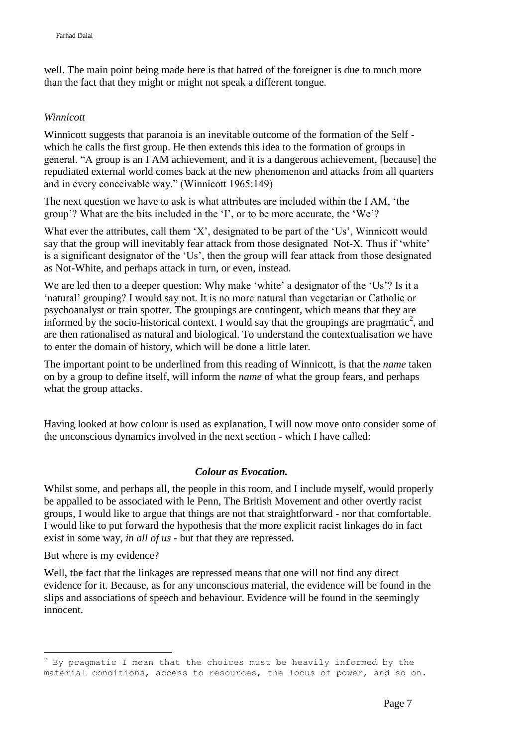well. The main point being made here is that hatred of the foreigner is due to much more than the fact that they might or might not speak a different tongue.

*Winnicott*

Winnicott suggests that paranoia is an inevitable outcome of the formation of the Self - which he calls the first group. He then extends this idea to the formation of groups in general. "A group is an I AM achievement, and it is a dangerous achievement, [because] the repudiated external world comes back at the new phenomenon and attacks from all quarters and in every conceivable way." (Winnicott 1965:149)

The next question we have to ask is what attributes are included within the I AM, 'the group'? What are the bits included in the 'I', or to be more accurate, the 'We'?

What ever the attributes, call them 'X', designated to be part of the 'Us', Winnicott would say that the group will inevitably fear attack from those designated Not-X. Thus if 'white' is a significant designator of the 'Us', then the group will fear attack from those designated as Not-White, and perhaps attack in turn, or even, instead.

We are led then to a deeper question: Why make 'white' a designator of the 'Us'? Is it a 'natural' grouping? I would say not. It is no more natural than vegetarian or Catholic or psychoanalyst or train spotter. The groupings are contingent, which means that they are informed by the socio-historical context. I would say that the groupings are pragmatic[2], and are then rationalised as natural and biological. To understand the contextualisation we have to enter the domain of history, which will be done a little later.

The important point to be underlined from this reading of Winnicott, is that the *name* taken on by a group to define itself, will inform the *name* of what the group fears, and perhaps what the group attacks.

Having looked at how colour is used as explanation, I will now move onto consider some of the unconscious dynamics involved in the next section - which I have called:

### *Colour as Evocation.*

Whilst some, and perhaps all, the people in this room, and I include myself, would properly be appalled to be associated with le Penn, The British Movement and other overtly racist groups, I would like to argue that things are not that straightforward - nor that comfortable. I would like to put forward the hypothesis that the more explicit racist linkages do in fact exist in some way, *in all of us* - but that they are repressed.

But where is my evidence?

Well, the fact that the linkages are repressed means that one will not find any direct evidence for it. Because, as for any unconscious material, the evidence will be found in the slips and associations of speech and behaviour. Evidence will be found in the seemingly innocent.

---

[2] By pragmatic I mean that the choices must be heavily informed by the material conditions, access to resources, the locus of power, and so on.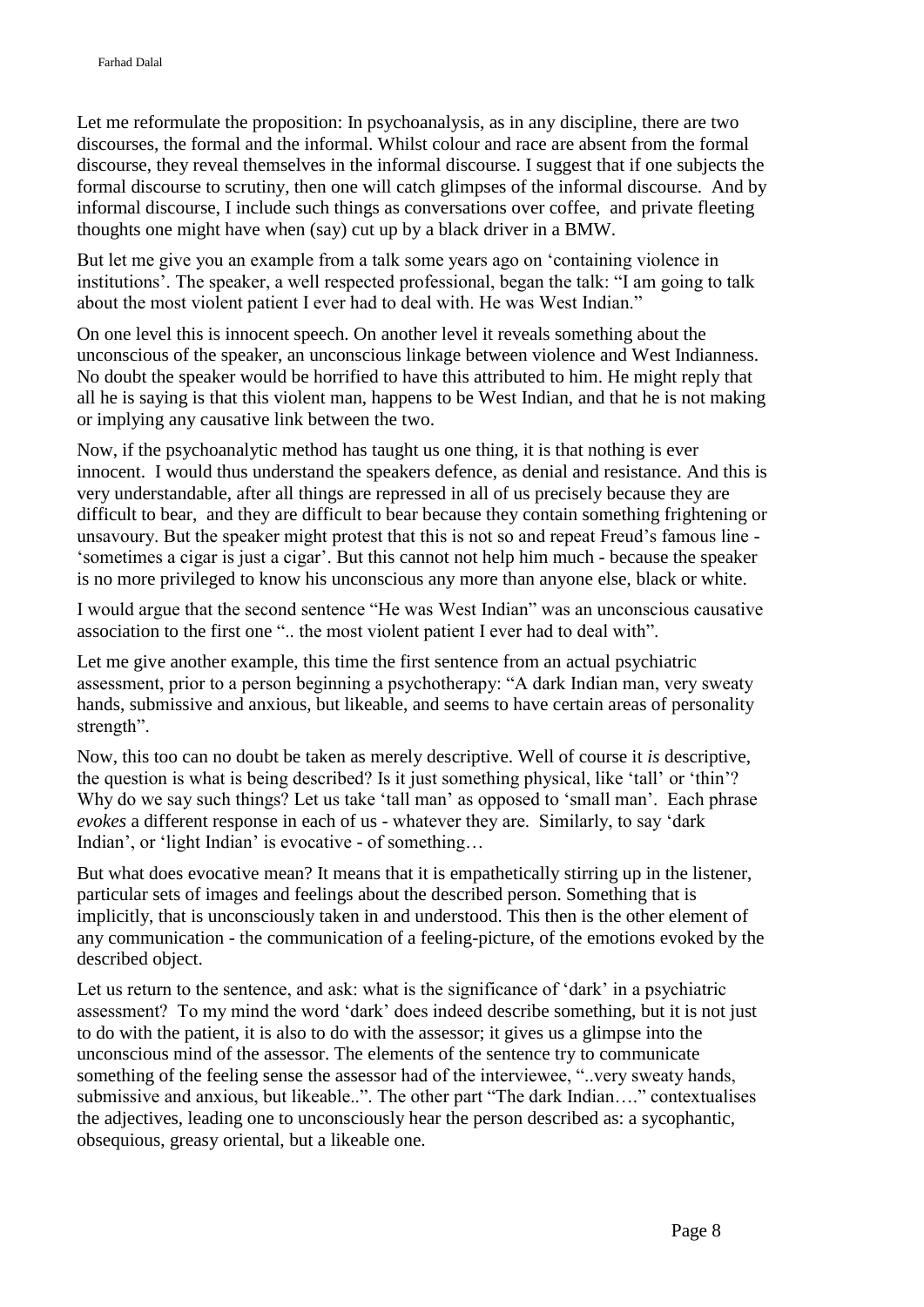Let me reformulate the proposition: In psychoanalysis, as in any discipline, there are two discourses, the formal and the informal. Whilst colour and race are absent from the formal discourse, they reveal themselves in the informal discourse. I suggest that if one subjects the formal discourse to scrutiny, then one will catch glimpses of the informal discourse. And by informal discourse, I include such things as conversations over coffee, and private fleeting thoughts one might have when (say) cut up by a black driver in a BMW.

But let me give you an example from a talk some years ago on 'containing violence in institutions'. The speaker, a well respected professional, began the talk: "I am going to talk about the most violent patient I ever had to deal with. He was West Indian."

On one level this is innocent speech. On another level it reveals something about the unconscious of the speaker, an unconscious linkage between violence and West Indianness. No doubt the speaker would be horrified to have this attributed to him. He might reply that all he is saying is that this violent man, happens to be West Indian, and that he is not making or implying any causative link between the two.

Now, if the psychoanalytic method has taught us one thing, it is that nothing is ever innocent. I would thus understand the speakers defence, as denial and resistance. And this is very understandable, after all things are repressed in all of us precisely because they are difficult to bear, and they are difficult to bear because they contain something frightening or unsavoury. But the speaker might protest that this is not so and repeat Freud's famous line - 'sometimes a cigar is just a cigar'. But this cannot not help him much - because the speaker is no more privileged to know his unconscious any more than anyone else, black or white.

I would argue that the second sentence "He was West Indian" was an unconscious causative association to the first one ".. the most violent patient I ever had to deal with".

Let me give another example, this time the first sentence from an actual psychiatric assessment, prior to a person beginning a psychotherapy: "A dark Indian man, very sweaty hands, submissive and anxious, but likeable, and seems to have certain areas of personality strength".

Now, this too can no doubt be taken as merely descriptive. Well of course it *is* descriptive, the question is what is being described? Is it just something physical, like 'tall' or 'thin'? Why do we say such things? Let us take 'tall man' as opposed to 'small man'. Each phrase *evokes* a different response in each of us - whatever they are. Similarly, to say 'dark Indian', or 'light Indian' is evocative - of something…

But what does evocative mean? It means that it is empathetically stirring up in the listener, particular sets of images and feelings about the described person. Something that is implicitly, that is unconsciously taken in and understood. This then is the other element of any communication - the communication of a feeling-picture, of the emotions evoked by the described object.

Let us return to the sentence, and ask: what is the significance of 'dark' in a psychiatric assessment? To my mind the word 'dark' does indeed describe something, but it is not just to do with the patient, it is also to do with the assessor; it gives us a glimpse into the unconscious mind of the assessor. The elements of the sentence try to communicate something of the feeling sense the assessor had of the interviewee, "..very sweaty hands, submissive and anxious, but likeable..". The other part "The dark Indian…." contextualises the adjectives, leading one to unconsciously hear the person described as: a sycophantic, obsequious, greasy oriental, but a likeable one.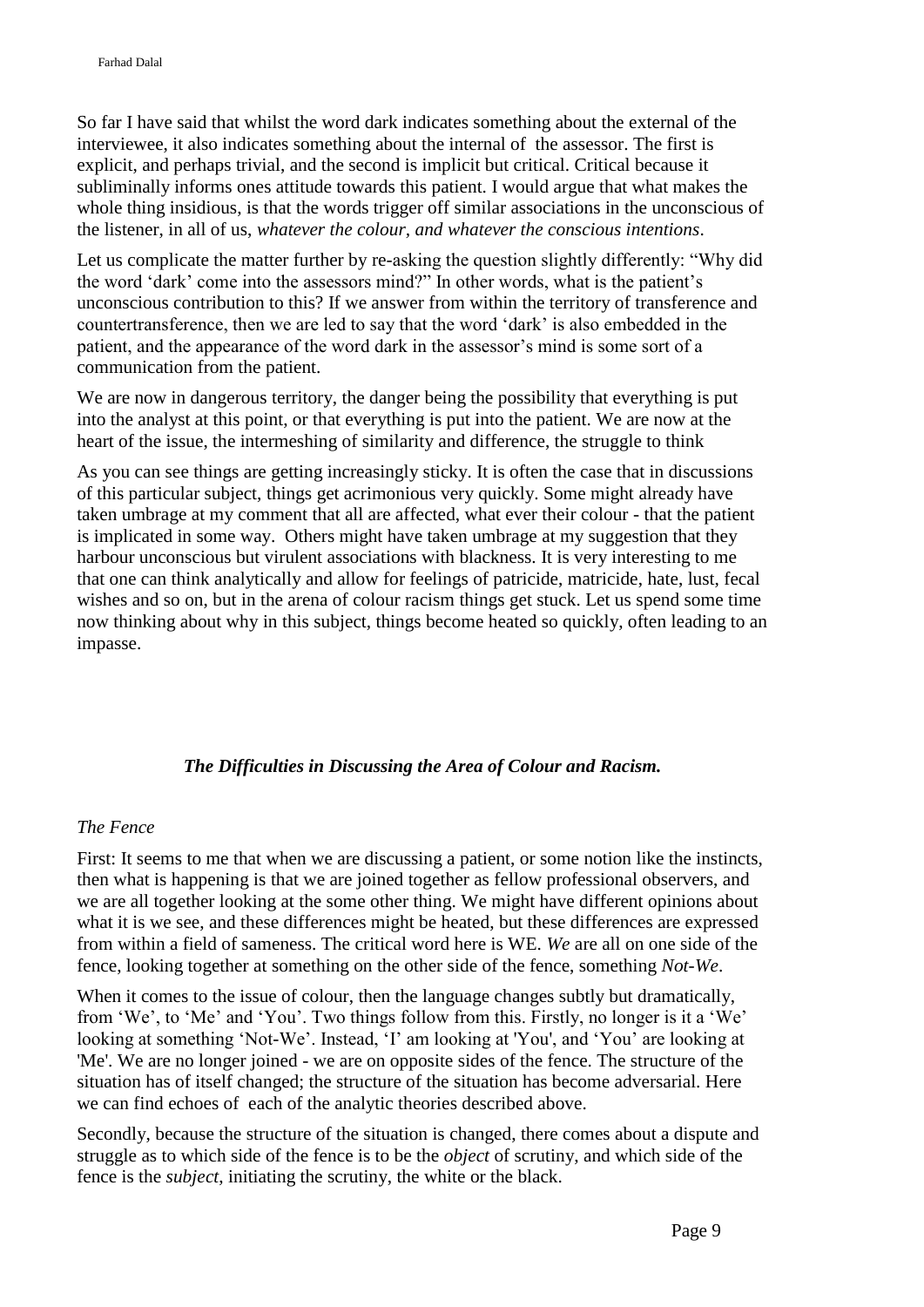So far I have said that whilst the word dark indicates something about the external of the interviewee, it also indicates something about the internal of the assessor. The first is explicit, and perhaps trivial, and the second is implicit but critical. Critical because it subliminally informs ones attitude towards this patient. I would argue that what makes the whole thing insidious, is that the words trigger off similar associations in the unconscious of the listener, in all of us, *whatever the colour, and whatever the conscious intentions*.

Let us complicate the matter further by re-asking the question slightly differently: "Why did the word 'dark' come into the assessors mind?" In other words, what is the patient's unconscious contribution to this? If we answer from within the territory of transference and countertransference, then we are led to say that the word 'dark' is also embedded in the patient, and the appearance of the word dark in the assessor's mind is some sort of a communication from the patient.

We are now in dangerous territory, the danger being the possibility that everything is put into the analyst at this point, or that everything is put into the patient. We are now at the heart of the issue, the intermeshing of similarity and difference, the struggle to think

As you can see things are getting increasingly sticky. It is often the case that in discussions of this particular subject, things get acrimonious very quickly. Some might already have taken umbrage at my comment that all are affected, what ever their colour - that the patient is implicated in some way. Others might have taken umbrage at my suggestion that they harbour unconscious but virulent associations with blackness. It is very interesting to me that one can think analytically and allow for feelings of patricide, matricide, hate, lust, fecal wishes and so on, but in the arena of colour racism things get stuck. Let us spend some time now thinking about why in this subject, things become heated so quickly, often leading to an impasse.

## *The Difficulties in Discussing the Area of Colour and Racism.*

### *The Fence*

First: It seems to me that when we are discussing a patient, or some notion like the instincts, then what is happening is that we are joined together as fellow professional observers, and we are all together looking at the some other thing. We might have different opinions about what it is we see, and these differences might be heated, but these differences are expressed from within a field of sameness. The critical word here is WE. *We* are all on one side of the fence, looking together at something on the other side of the fence, something *Not-We*.

When it comes to the issue of colour, then the language changes subtly but dramatically, from 'We', to 'Me' and 'You'. Two things follow from this. Firstly, no longer is it a 'We' looking at something 'Not-We'. Instead, 'I' am looking at 'You', and 'You' are looking at 'Me'. We are no longer joined - we are on opposite sides of the fence. The structure of the situation has of itself changed; the structure of the situation has become adversarial. Here we can find echoes of each of the analytic theories described above.

Secondly, because the structure of the situation is changed, there comes about a dispute and struggle as to which side of the fence is to be the *object* of scrutiny, and which side of the fence is the *subject*, initiating the scrutiny, the white or the black.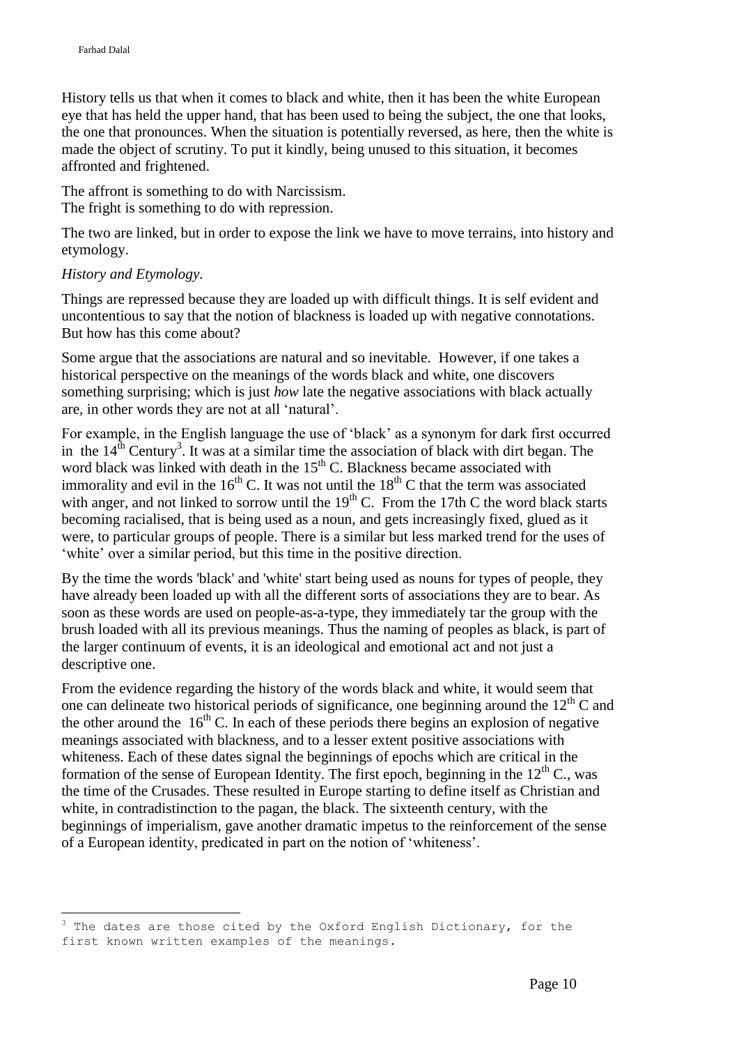History tells us that when it comes to black and white, then it has been the white European eye that has held the upper hand, that has been used to being the subject, the one that looks, the one that pronounces. When the situation is potentially reversed, as here, then the white is made the object of scrutiny. To put it kindly, being unused to this situation, it becomes affronted and frightened.

The affront is something to do with Narcissism.
The fright is something to do with repression.

The two are linked, but in order to expose the link we have to move terrains, into history and etymology.

*History and Etymology.*

Things are repressed because they are loaded up with difficult things. It is self evident and uncontentious to say that the notion of blackness is loaded up with negative connotations. But how has this come about?

Some argue that the associations are natural and so inevitable. However, if one takes a historical perspective on the meanings of the words black and white, one discovers something surprising; which is just *how* late the negative associations with black actually are, in other words they are not at all 'natural'.

For example, in the English language the use of 'black' as a synonym for dark first occurred in the 14th Century[3]. It was at a similar time the association of black with dirt began. The word black was linked with death in the 15th C. Blackness became associated with immorality and evil in the 16th C. It was not until the 18th C that the term was associated with anger, and not linked to sorrow until the 19th C. From the 17th C the word black starts becoming racialised, that is being used as a noun, and gets increasingly fixed, glued as it were, to particular groups of people. There is a similar but less marked trend for the uses of 'white' over a similar period, but this time in the positive direction.

By the time the words 'black' and 'white' start being used as nouns for types of people, they have already been loaded up with all the different sorts of associations they are to bear. As soon as these words are used on people-as-a-type, they immediately tar the group with the brush loaded with all its previous meanings. Thus the naming of peoples as black, is part of the larger continuum of events, it is an ideological and emotional act and not just a descriptive one.

From the evidence regarding the history of the words black and white, it would seem that one can delineate two historical periods of significance, one beginning around the 12th C and the other around the 16th C. In each of these periods there begins an explosion of negative meanings associated with blackness, and to a lesser extent positive associations with whiteness. Each of these dates signal the beginnings of epochs which are critical in the formation of the sense of European Identity. The first epoch, beginning in the 12th C., was the time of the Crusades. These resulted in Europe starting to define itself as Christian and white, in contradistinction to the pagan, the black. The sixteenth century, with the beginnings of imperialism, gave another dramatic impetus to the reinforcement of the sense of a European identity, predicated in part on the notion of 'whiteness'.

---

[3] The dates are those cited by the Oxford English Dictionary, for the first known written examples of the meanings.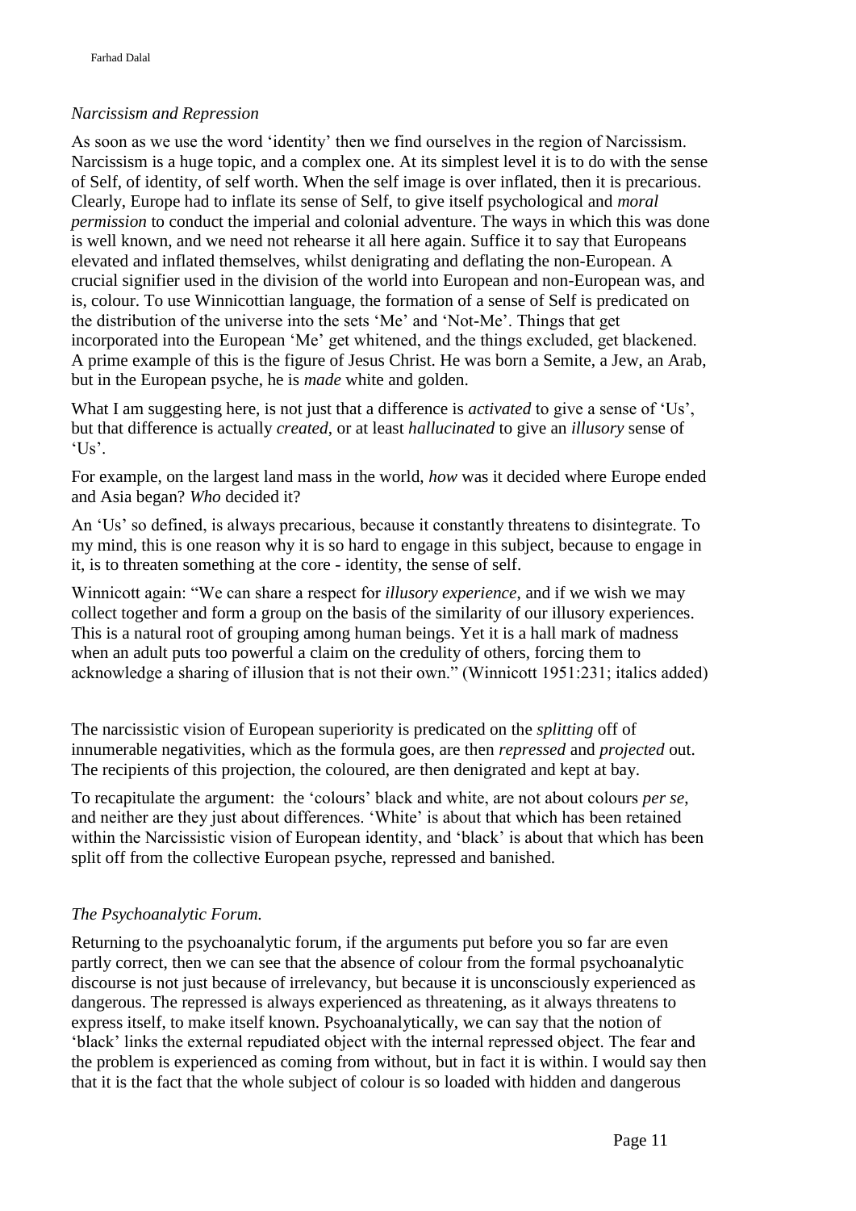### *Narcissism and Repression*

As soon as we use the word 'identity' then we find ourselves in the region of Narcissism. Narcissism is a huge topic, and a complex one. At its simplest level it is to do with the sense of Self, of identity, of self worth. When the self image is over inflated, then it is precarious. Clearly, Europe had to inflate its sense of Self, to give itself psychological and *moral permission* to conduct the imperial and colonial adventure. The ways in which this was done is well known, and we need not rehearse it all here again. Suffice it to say that Europeans elevated and inflated themselves, whilst denigrating and deflating the non-European. A crucial signifier used in the division of the world into European and non-European was, and is, colour. To use Winnicottian language, the formation of a sense of Self is predicated on the distribution of the universe into the sets 'Me' and 'Not-Me'. Things that get incorporated into the European 'Me' get whitened, and the things excluded, get blackened. A prime example of this is the figure of Jesus Christ. He was born a Semite, a Jew, an Arab, but in the European psyche, he is *made* white and golden.

What I am suggesting here, is not just that a difference is *activated* to give a sense of 'Us', but that difference is actually *created*, or at least *hallucinated* to give an *illusory* sense of 'Us'.

For example, on the largest land mass in the world, *how* was it decided where Europe ended and Asia began? *Who* decided it?

An 'Us' so defined, is always precarious, because it constantly threatens to disintegrate. To my mind, this is one reason why it is so hard to engage in this subject, because to engage in it, is to threaten something at the core - identity, the sense of self.

Winnicott again: "We can share a respect for *illusory experience*, and if we wish we may collect together and form a group on the basis of the similarity of our illusory experiences. This is a natural root of grouping among human beings. Yet it is a hall mark of madness when an adult puts too powerful a claim on the credulity of others, forcing them to acknowledge a sharing of illusion that is not their own." (Winnicott 1951:231; italics added)

The narcissistic vision of European superiority is predicated on the *splitting* off of innumerable negativities, which as the formula goes, are then *repressed* and *projected* out. The recipients of this projection, the coloured, are then denigrated and kept at bay.

To recapitulate the argument: the 'colours' black and white, are not about colours *per se*, and neither are they just about differences. 'White' is about that which has been retained within the Narcissistic vision of European identity, and 'black' is about that which has been split off from the collective European psyche, repressed and banished.

### *The Psychoanalytic Forum.*

Returning to the psychoanalytic forum, if the arguments put before you so far are even partly correct, then we can see that the absence of colour from the formal psychoanalytic discourse is not just because of irrelevancy, but because it is unconsciously experienced as dangerous. The repressed is always experienced as threatening, as it always threatens to express itself, to make itself known. Psychoanalytically, we can say that the notion of 'black' links the external repudiated object with the internal repressed object. The fear and the problem is experienced as coming from without, but in fact it is within. I would say then that it is the fact that the whole subject of colour is so loaded with hidden and dangerous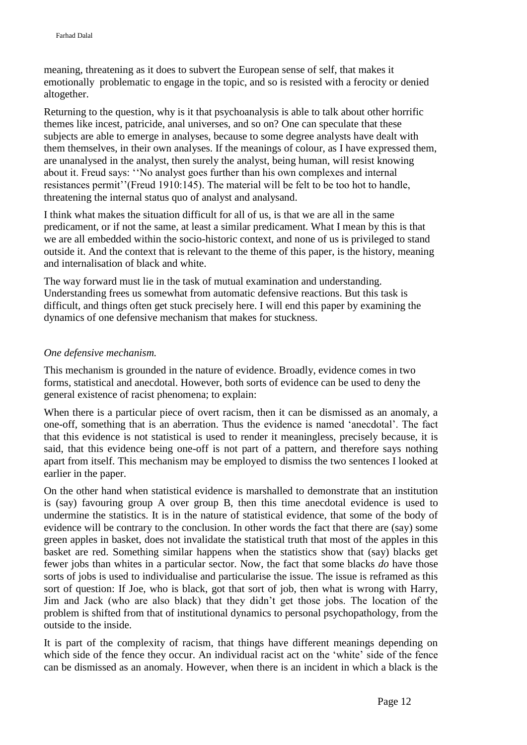meaning, threatening as it does to subvert the European sense of self, that makes it emotionally problematic to engage in the topic, and so is resisted with a ferocity or denied altogether.

Returning to the question, why is it that psychoanalysis is able to talk about other horrific themes like incest, patricide, anal universes, and so on? One can speculate that these subjects are able to emerge in analyses, because to some degree analysts have dealt with them themselves, in their own analyses. If the meanings of colour, as I have expressed them, are unanalysed in the analyst, then surely the analyst, being human, will resist knowing about it. Freud says: ''No analyst goes further than his own complexes and internal resistances permit''(Freud 1910:145). The material will be felt to be too hot to handle, threatening the internal status quo of analyst and analysand.

I think what makes the situation difficult for all of us, is that we are all in the same predicament, or if not the same, at least a similar predicament. What I mean by this is that we are all embedded within the socio-historic context, and none of us is privileged to stand outside it. And the context that is relevant to the theme of this paper, is the history, meaning and internalisation of black and white.

The way forward must lie in the task of mutual examination and understanding. Understanding frees us somewhat from automatic defensive reactions. But this task is difficult, and things often get stuck precisely here. I will end this paper by examining the dynamics of one defensive mechanism that makes for stuckness.

*One defensive mechanism.*

This mechanism is grounded in the nature of evidence. Broadly, evidence comes in two forms, statistical and anecdotal. However, both sorts of evidence can be used to deny the general existence of racist phenomena; to explain:

When there is a particular piece of overt racism, then it can be dismissed as an anomaly, a one-off, something that is an aberration. Thus the evidence is named 'anecdotal'. The fact that this evidence is not statistical is used to render it meaningless, precisely because, it is said, that this evidence being one-off is not part of a pattern, and therefore says nothing apart from itself. This mechanism may be employed to dismiss the two sentences I looked at earlier in the paper.

On the other hand when statistical evidence is marshalled to demonstrate that an institution is (say) favouring group A over group B, then this time anecdotal evidence is used to undermine the statistics. It is in the nature of statistical evidence, that some of the body of evidence will be contrary to the conclusion. In other words the fact that there are (say) some green apples in basket, does not invalidate the statistical truth that most of the apples in this basket are red. Something similar happens when the statistics show that (say) blacks get fewer jobs than whites in a particular sector. Now, the fact that some blacks *do* have those sorts of jobs is used to individualise and particularise the issue. The issue is reframed as this sort of question: If Joe, who is black, got that sort of job, then what is wrong with Harry, Jim and Jack (who are also black) that they didn't get those jobs. The location of the problem is shifted from that of institutional dynamics to personal psychopathology, from the outside to the inside.

It is part of the complexity of racism, that things have different meanings depending on which side of the fence they occur. An individual racist act on the 'white' side of the fence can be dismissed as an anomaly. However, when there is an incident in which a black is the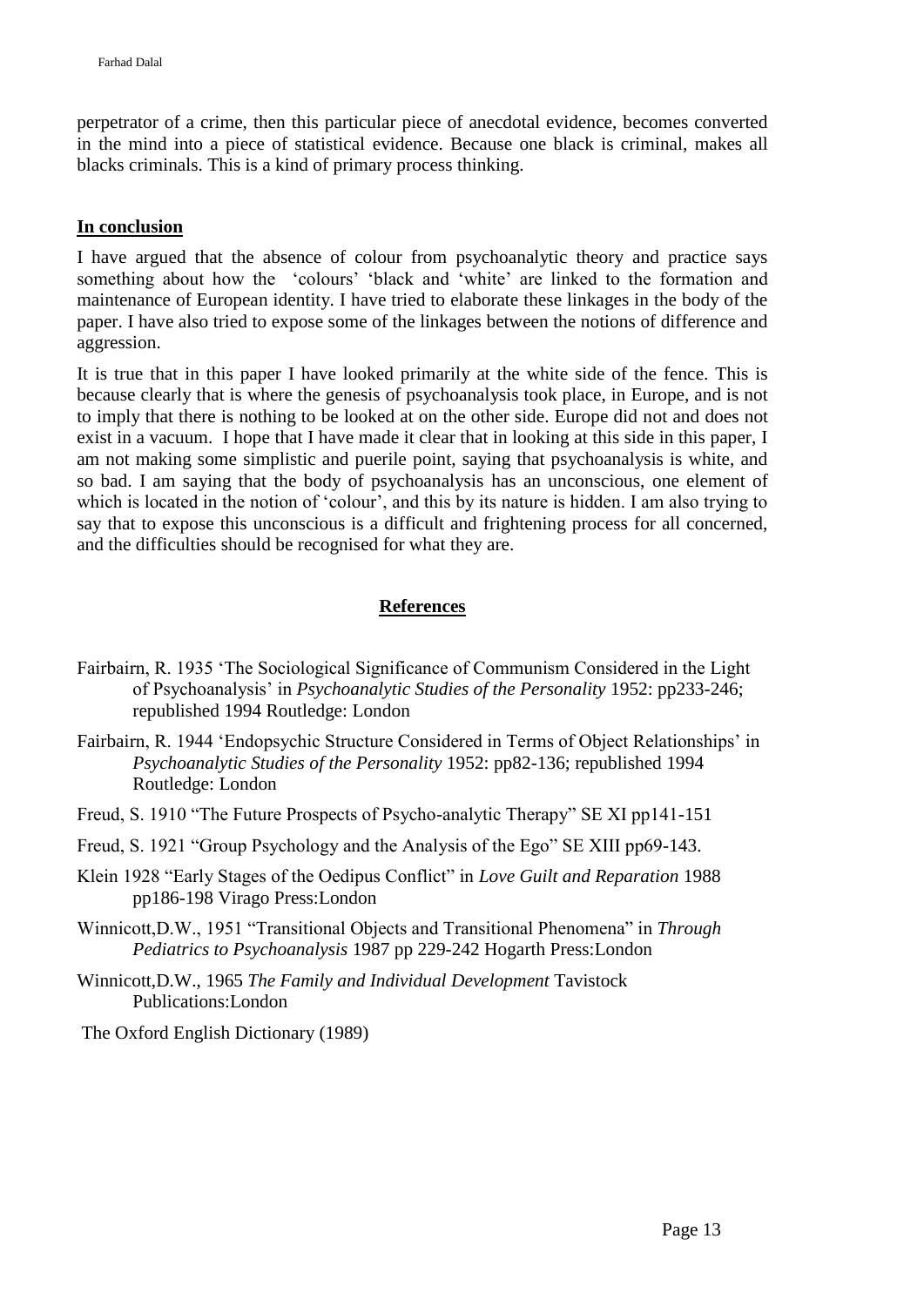perpetrator of a crime, then this particular piece of anecdotal evidence, becomes converted in the mind into a piece of statistical evidence. Because one black is criminal, makes all blacks criminals. This is a kind of primary process thinking.

## In conclusion

I have argued that the absence of colour from psychoanalytic theory and practice says something about how the 'colours' 'black and 'white' are linked to the formation and maintenance of European identity. I have tried to elaborate these linkages in the body of the paper. I have also tried to expose some of the linkages between the notions of difference and aggression.

It is true that in this paper I have looked primarily at the white side of the fence. This is because clearly that is where the genesis of psychoanalysis took place, in Europe, and is not to imply that there is nothing to be looked at on the other side. Europe did not and does not exist in a vacuum. I hope that I have made it clear that in looking at this side in this paper, I am not making some simplistic and puerile point, saying that psychoanalysis is white, and so bad. I am saying that the body of psychoanalysis has an unconscious, one element of which is located in the notion of 'colour', and this by its nature is hidden. I am also trying to say that to expose this unconscious is a difficult and frightening process for all concerned, and the difficulties should be recognised for what they are.

## References

Fairbairn, R. 1935 'The Sociological Significance of Communism Considered in the Light of Psychoanalysis' in *Psychoanalytic Studies of the Personality* 1952: pp233-246; republished 1994 Routledge: London

Fairbairn, R. 1944 'Endopsychic Structure Considered in Terms of Object Relationships' in *Psychoanalytic Studies of the Personality* 1952: pp82-136; republished 1994 Routledge: London

Freud, S. 1910 "The Future Prospects of Psycho-analytic Therapy" SE XI pp141-151

Freud, S. 1921 "Group Psychology and the Analysis of the Ego" SE XIII pp69-143.

Klein 1928 "Early Stages of the Oedipus Conflict" in *Love Guilt and Reparation* 1988 pp186-198 Virago Press:London

Winnicott,D.W., 1951 "Transitional Objects and Transitional Phenomena" in *Through Pediatrics to Psychoanalysis* 1987 pp 229-242 Hogarth Press:London

Winnicott,D.W., 1965 *The Family and Individual Development* Tavistock Publications:London

The Oxford English Dictionary (1989)